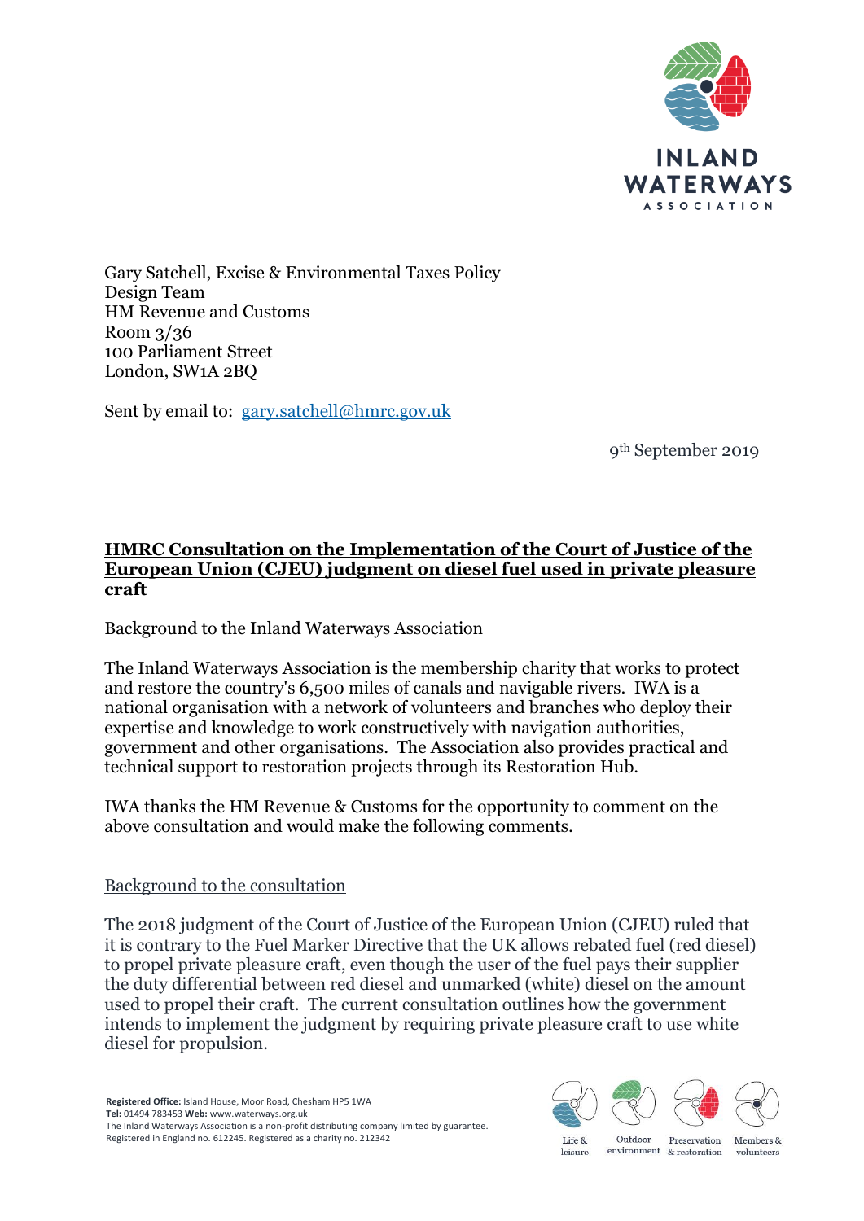Gary Satchell, Excise & Environmental Taxes Policy Design Team
HM Revenue and Customs
Room 3/36
100 Parliament Street
London, SW1A 2BQ

Sent by email to: gary.satchell@hmrc.gov.uk

9th September 2019

**HMRC Consultation on the Implementation of the Court of Justice of the European Union (CJEU) judgment on diesel fuel used in private pleasure craft**

Background to the Inland Waterways Association

The Inland Waterways Association is the membership charity that works to protect and restore the country's 6,500 miles of canals and navigable rivers. IWA is a national organisation with a network of volunteers and branches who deploy their expertise and knowledge to work constructively with navigation authorities, government and other organisations. The Association also provides practical and technical support to restoration projects through its Restoration Hub.

IWA thanks the HM Revenue & Customs for the opportunity to comment on the above consultation and would make the following comments.

Background to the consultation

The 2018 judgment of the Court of Justice of the European Union (CJEU) ruled that it is contrary to the Fuel Marker Directive that the UK allows rebated fuel (red diesel) to propel private pleasure craft, even though the user of the fuel pays their supplier the duty differential between red diesel and unmarked (white) diesel on the amount used to propel their craft. The current consultation outlines how the government intends to implement the judgment by requiring private pleasure craft to use white diesel for propulsion.

**Registered Office:** Island House, Moor Road, Chesham HP5 1WA
**Tel:** 01494 783453 **Web:** www.waterways.org.uk
The Inland Waterways Association is a non-profit distributing company limited by guarantee.
Registered in England no. 612245. Registered as a charity no. 212342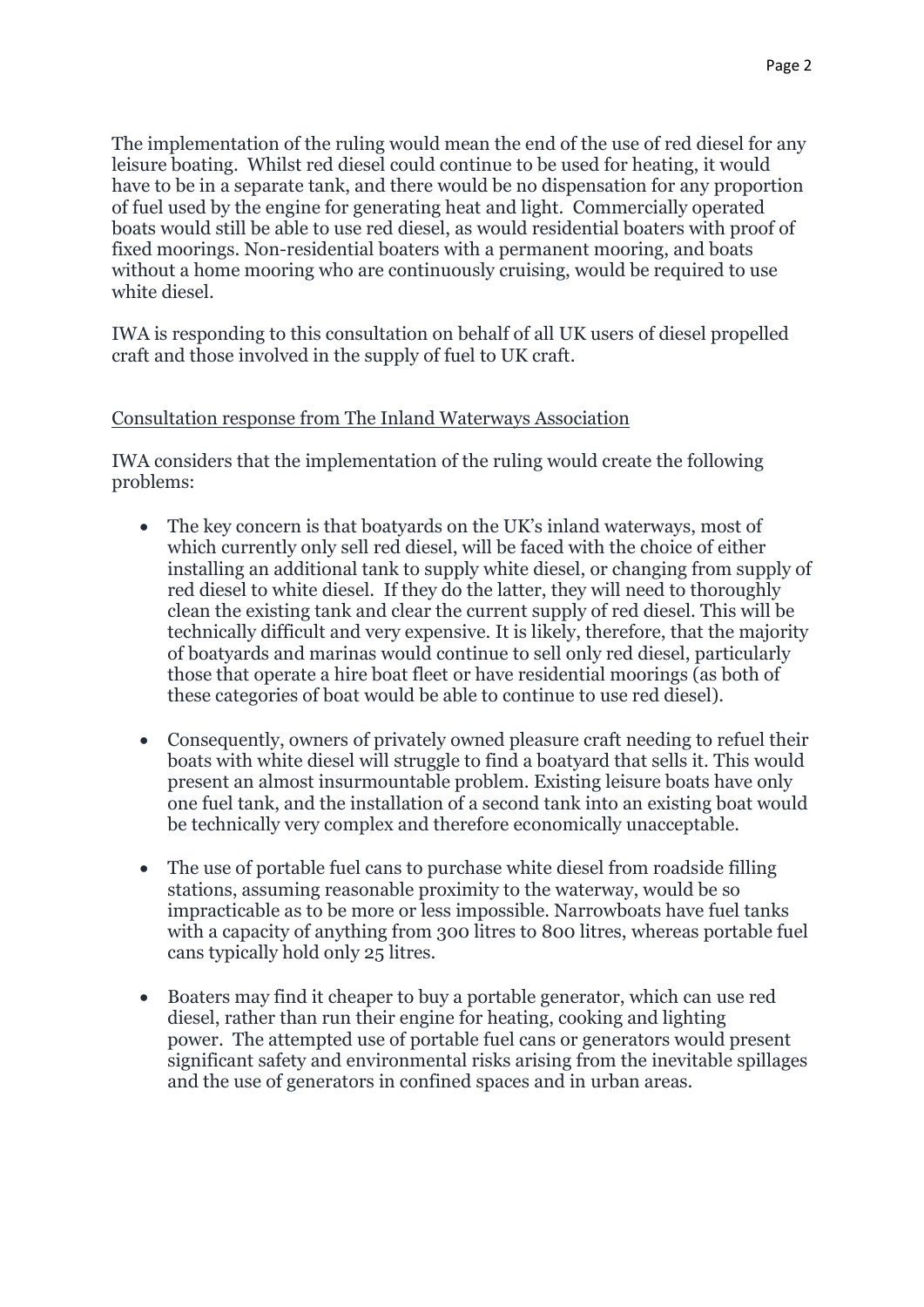The implementation of the ruling would mean the end of the use of red diesel for any leisure boating. Whilst red diesel could continue to be used for heating, it would have to be in a separate tank, and there would be no dispensation for any proportion of fuel used by the engine for generating heat and light. Commercially operated boats would still be able to use red diesel, as would residential boaters with proof of fixed moorings. Non-residential boaters with a permanent mooring, and boats without a home mooring who are continuously cruising, would be required to use white diesel.

IWA is responding to this consultation on behalf of all UK users of diesel propelled craft and those involved in the supply of fuel to UK craft.

<u>Consultation response from The Inland Waterways Association</u>

IWA considers that the implementation of the ruling would create the following problems:

- The key concern is that boatyards on the UK's inland waterways, most of which currently only sell red diesel, will be faced with the choice of either installing an additional tank to supply white diesel, or changing from supply of red diesel to white diesel. If they do the latter, they will need to thoroughly clean the existing tank and clear the current supply of red diesel. This will be technically difficult and very expensive. It is likely, therefore, that the majority of boatyards and marinas would continue to sell only red diesel, particularly those that operate a hire boat fleet or have residential moorings (as both of these categories of boat would be able to continue to use red diesel).

- Consequently, owners of privately owned pleasure craft needing to refuel their boats with white diesel will struggle to find a boatyard that sells it. This would present an almost insurmountable problem. Existing leisure boats have only one fuel tank, and the installation of a second tank into an existing boat would be technically very complex and therefore economically unacceptable.

- The use of portable fuel cans to purchase white diesel from roadside filling stations, assuming reasonable proximity to the waterway, would be so impracticable as to be more or less impossible. Narrowboats have fuel tanks with a capacity of anything from 300 litres to 800 litres, whereas portable fuel cans typically hold only 25 litres.

- Boaters may find it cheaper to buy a portable generator, which can use red diesel, rather than run their engine for heating, cooking and lighting power. The attempted use of portable fuel cans or generators would present significant safety and environmental risks arising from the inevitable spillages and the use of generators in confined spaces and in urban areas.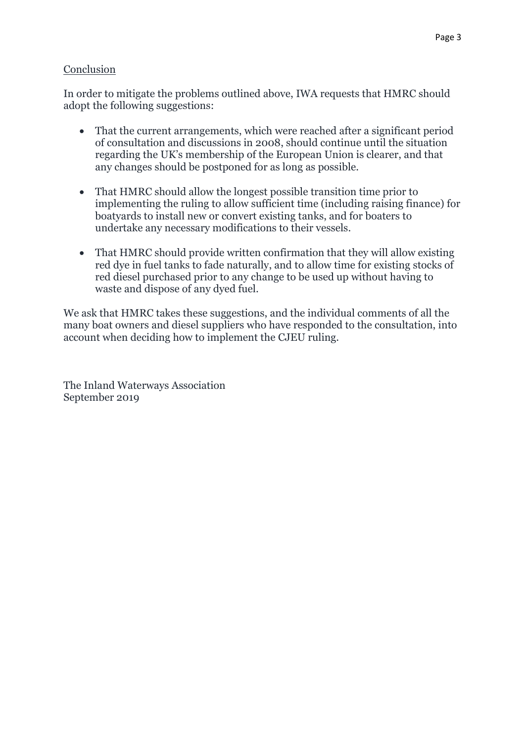## Conclusion

In order to mitigate the problems outlined above, IWA requests that HMRC should adopt the following suggestions:

- That the current arrangements, which were reached after a significant period of consultation and discussions in 2008, should continue until the situation regarding the UK's membership of the European Union is clearer, and that any changes should be postponed for as long as possible.

- That HMRC should allow the longest possible transition time prior to implementing the ruling to allow sufficient time (including raising finance) for boatyards to install new or convert existing tanks, and for boaters to undertake any necessary modifications to their vessels.

- That HMRC should provide written confirmation that they will allow existing red dye in fuel tanks to fade naturally, and to allow time for existing stocks of red diesel purchased prior to any change to be used up without having to waste and dispose of any dyed fuel.

We ask that HMRC takes these suggestions, and the individual comments of all the many boat owners and diesel suppliers who have responded to the consultation, into account when deciding how to implement the CJEU ruling.

The Inland Waterways Association
September 2019